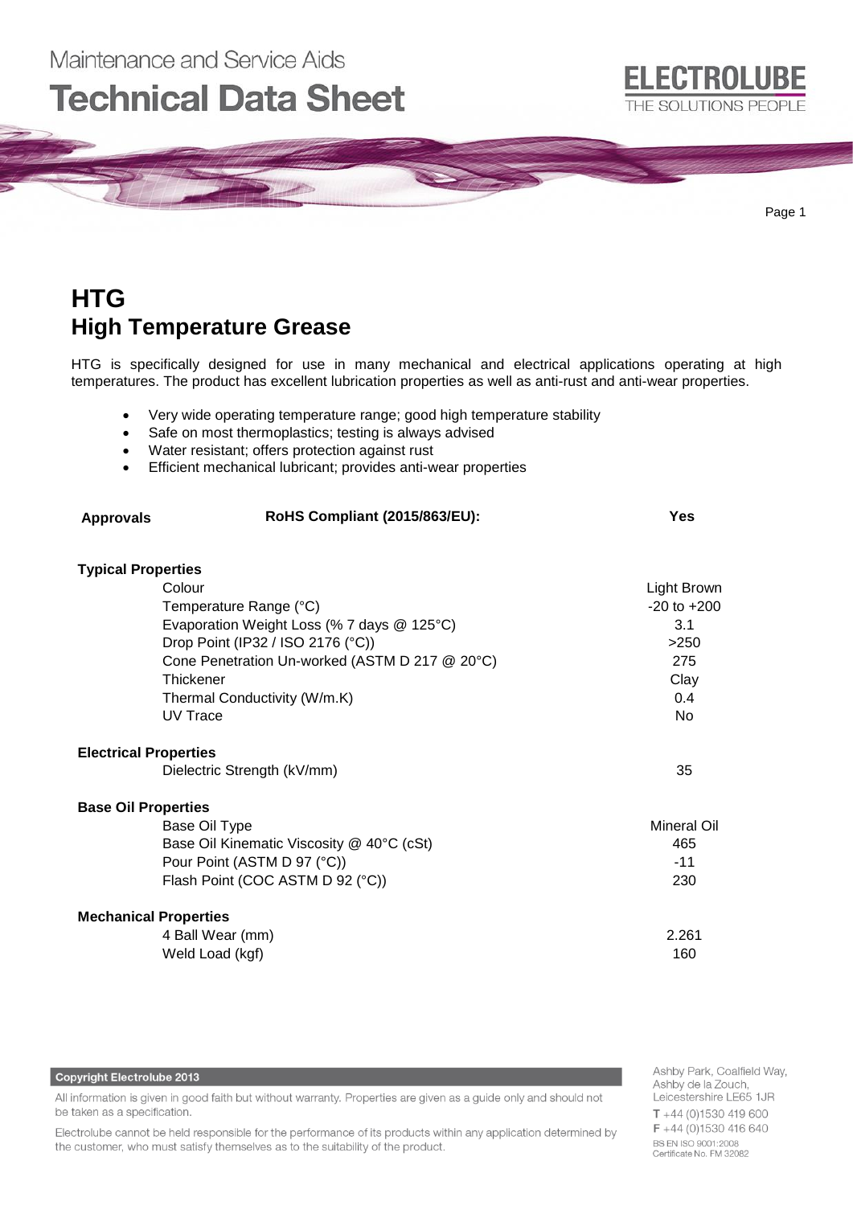Maintenance and Service Aids

**Technical Data Sheet**

ELECTROLUBE

THE SOLUTIONS PEOPLE

# HTG
## High Temperature Grease

HTG is specifically designed for use in many mechanical and electrical applications operating at high temperatures. The product has excellent lubrication properties as well as anti-rust and anti-wear properties.

- Very wide operating temperature range; good high temperature stability
- Safe on most thermoplastics; testing is always advised
- Water resistant; offers protection against rust
- Efficient mechanical lubricant; provides anti-wear properties

| **Approvals** | **RoHS Compliant (2015/863/EU):** | **Yes** |
|---|---|---|

| **Typical Properties** | | |
|---|---|---|
| | Colour | Light Brown |
| | Temperature Range (°C) | -20 to +200 |
| | Evaporation Weight Loss (% 7 days @ 125°C) | 3.1 |
| | Drop Point (IP32 / ISO 2176 (°C)) | >250 |
| | Cone Penetration Un-worked (ASTM D 217 @ 20°C) | 275 |
| | Thickener | Clay |
| | Thermal Conductivity (W/m.K) | 0.4 |
| | UV Trace | No |
| **Electrical Properties** | | |
| | Dielectric Strength (kV/mm) | 35 |
| **Base Oil Properties** | | |
| | Base Oil Type | Mineral Oil |
| | Base Oil Kinematic Viscosity @ 40°C (cSt) | 465 |
| | Pour Point (ASTM D 97 (°C)) | -11 |
| | Flash Point (COC ASTM D 92 (°C)) | 230 |
| **Mechanical Properties** | | |
| | 4 Ball Wear (mm) | 2.261 |
| | Weld Load (kgf) | 160 |

**Copyright Electrolube 2013**

All information is given in good faith but without warranty. Properties are given as a guide only and should not be taken as a specification.

Electrolube cannot be held responsible for the performance of its products within any application determined by the customer, who must satisfy themselves as to the suitability of the product.

Ashby Park, Coalfield Way,
Ashby de la Zouch,
Leicestershire LE65 1JR

T +44 (0)1530 419 600

F +44 (0)1530 416 640

BS EN ISO 9001:2008
Certificate No. FM 32082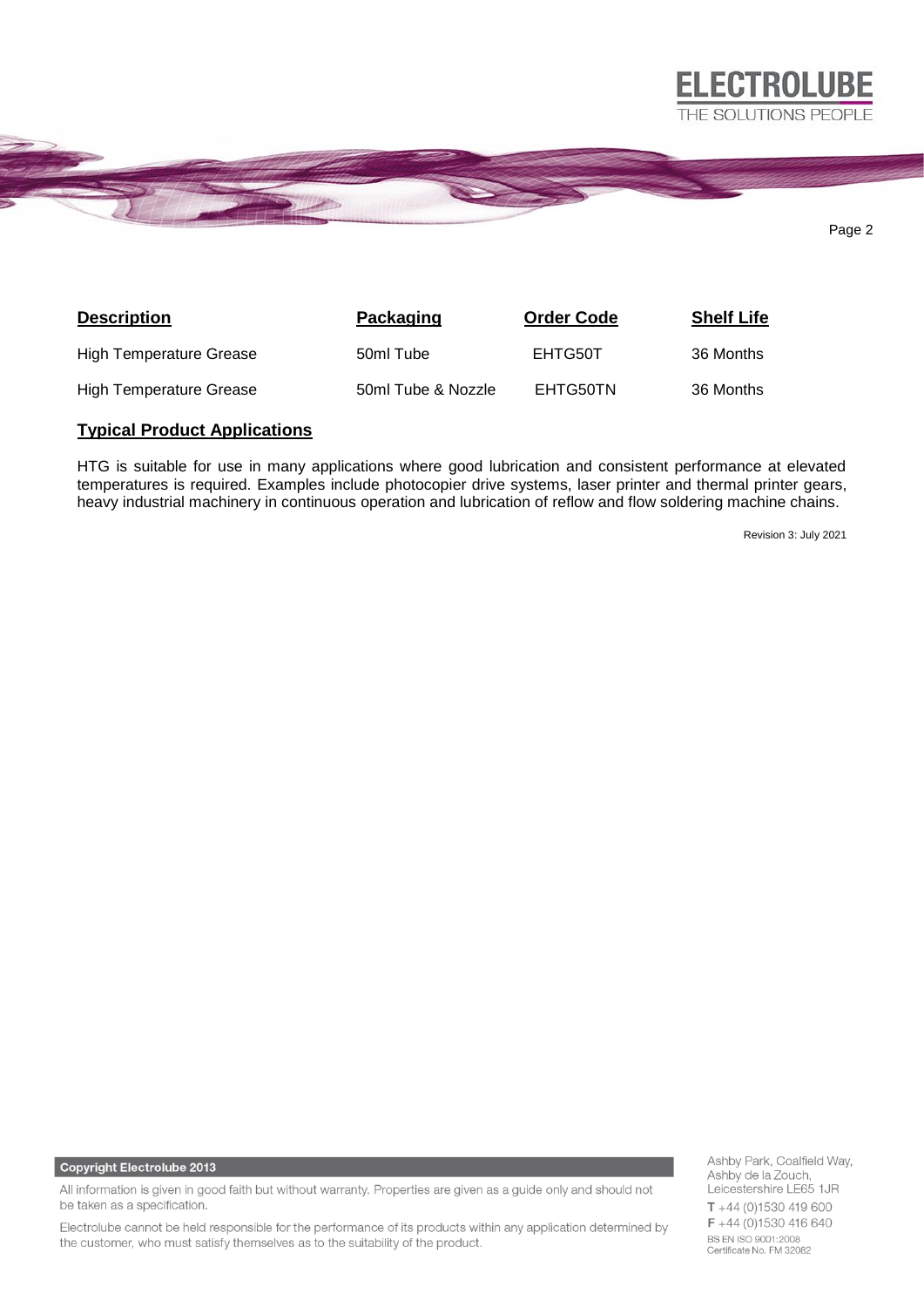| Description | Packaging | Order Code | Shelf Life |
|---|---|---|---|
| High Temperature Grease | 50ml Tube | EHTG50T | 36 Months |
| High Temperature Grease | 50ml Tube & Nozzle | EHTG50TN | 36 Months |

## Typical Product Applications

HTG is suitable for use in many applications where good lubrication and consistent performance at elevated temperatures is required. Examples include photocopier drive systems, laser printer and thermal printer gears, heavy industrial machinery in continuous operation and lubrication of reflow and flow soldering machine chains.

Revision 3: July 2021

**Copyright Electrolube 2013**

All information is given in good faith but without warranty. Properties are given as a guide only and should not be taken as a specification.

Electrolube cannot be held responsible for the performance of its products within any application determined by the customer, who must satisfy themselves as to the suitability of the product.

Ashby Park, Coalfield Way,
Ashby de la Zouch,
Leicestershire LE65 1JR
T +44 (0)1530 419 600
F +44 (0)1530 416 640
BS EN ISO 9001:2008
Certificate No. FM 32082